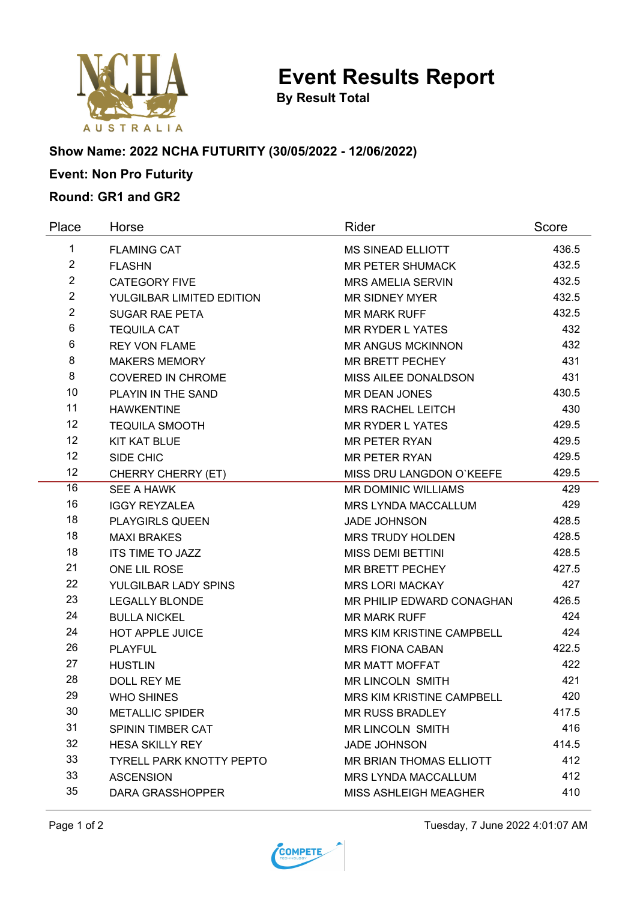# Event Results Report

**By Result Total**

**Show Name: 2022 NCHA FUTURITY (30/05/2022 - 12/06/2022)**

**Event: Non Pro Futurity**

**Round: GR1 and GR2**

| Place | Horse | Rider | Score |
|---|---|---|---|
| 1 | FLAMING CAT | MS SINEAD ELLIOTT | 436.5 |
| 2 | FLASHN | MR PETER SHUMACK | 432.5 |
| 2 | CATEGORY FIVE | MRS AMELIA SERVIN | 432.5 |
| 2 | YULGILBAR LIMITED EDITION | MR SIDNEY MYER | 432.5 |
| 2 | SUGAR RAE PETA | MR MARK RUFF | 432.5 |
| 6 | TEQUILA CAT | MR RYDER L YATES | 432 |
| 6 | REY VON FLAME | MR ANGUS MCKINNON | 432 |
| 8 | MAKERS MEMORY | MR BRETT PECHEY | 431 |
| 8 | COVERED IN CHROME | MISS AILEE DONALDSON | 431 |
| 10 | PLAYIN IN THE SAND | MR DEAN JONES | 430.5 |
| 11 | HAWKENTINE | MRS RACHEL LEITCH | 430 |
| 12 | TEQUILA SMOOTH | MR RYDER L YATES | 429.5 |
| 12 | KIT KAT BLUE | MR PETER RYAN | 429.5 |
| 12 | SIDE CHIC | MR PETER RYAN | 429.5 |
| 12 | CHERRY CHERRY (ET) | MISS DRU LANGDON O`KEEFE | 429.5 |
| 16 | SEE A HAWK | MR DOMINIC WILLIAMS | 429 |
| 16 | IGGY REYZALEA | MRS LYNDA MACCALLUM | 429 |
| 18 | PLAYGIRLS QUEEN | JADE JOHNSON | 428.5 |
| 18 | MAXI BRAKES | MRS TRUDY HOLDEN | 428.5 |
| 18 | ITS TIME TO JAZZ | MISS DEMI BETTINI | 428.5 |
| 21 | ONE LIL ROSE | MR BRETT PECHEY | 427.5 |
| 22 | YULGILBAR LADY SPINS | MRS LORI MACKAY | 427 |
| 23 | LEGALLY BLONDE | MR PHILIP EDWARD CONAGHAN | 426.5 |
| 24 | BULLA NICKEL | MR MARK RUFF | 424 |
| 24 | HOT APPLE JUICE | MRS KIM KRISTINE CAMPBELL | 424 |
| 26 | PLAYFUL | MRS FIONA CABAN | 422.5 |
| 27 | HUSTLIN | MR MATT MOFFAT | 422 |
| 28 | DOLL REY ME | MR LINCOLN SMITH | 421 |
| 29 | WHO SHINES | MRS KIM KRISTINE CAMPBELL | 420 |
| 30 | METALLIC SPIDER | MR RUSS BRADLEY | 417.5 |
| 31 | SPININ TIMBER CAT | MR LINCOLN SMITH | 416 |
| 32 | HESA SKILLY REY | JADE JOHNSON | 414.5 |
| 33 | TYRELL PARK KNOTTY PEPTO | MR BRIAN THOMAS ELLIOTT | 412 |
| 33 | ASCENSION | MRS LYNDA MACCALLUM | 412 |
| 35 | DARA GRASSHOPPER | MISS ASHLEIGH MEAGHER | 410 |

Tuesday, 7 June 2022 4:01:07 AM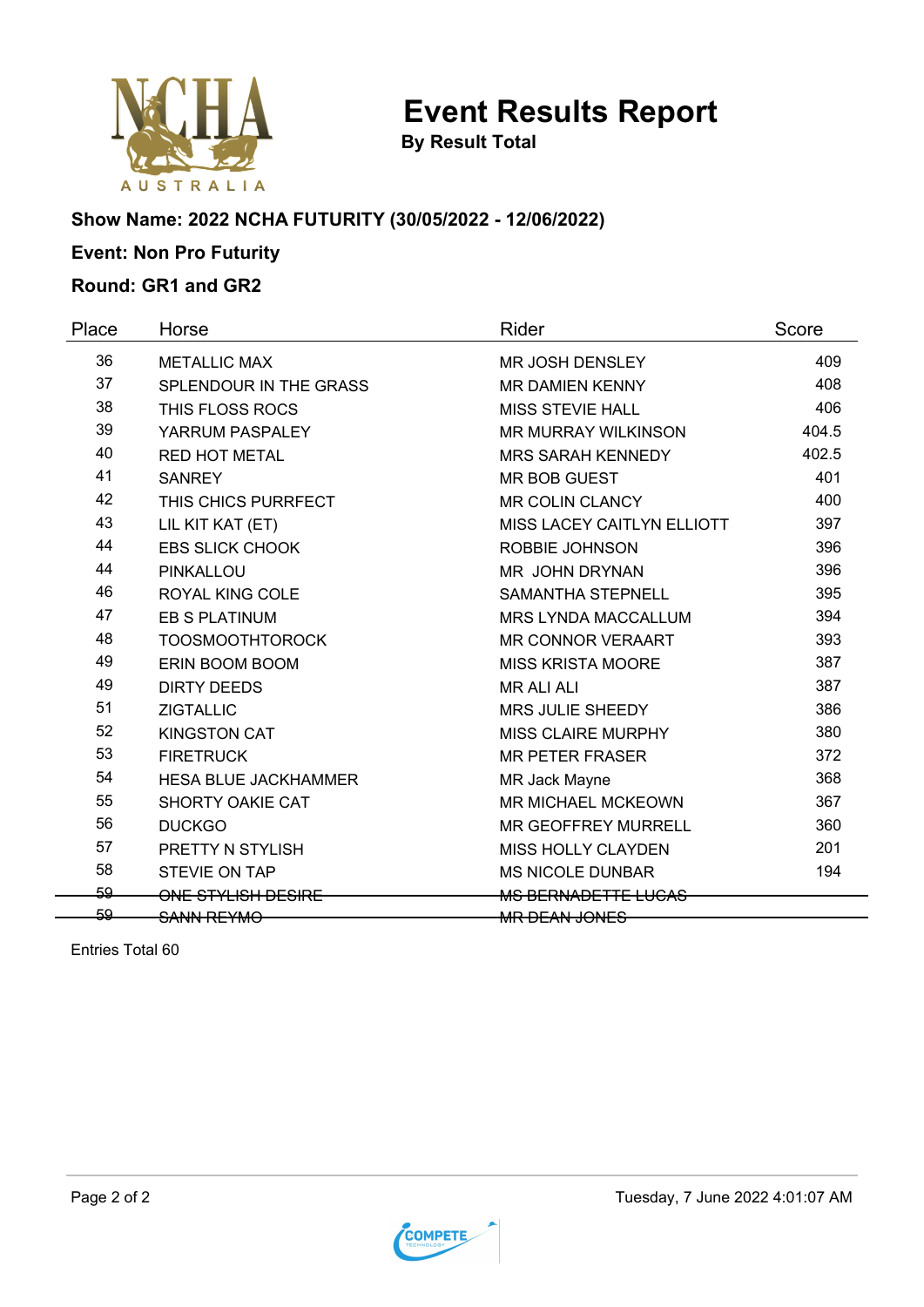# Event Results Report

**By Result Total**

**Show Name: 2022 NCHA FUTURITY (30/05/2022 - 12/06/2022)**

**Event: Non Pro Futurity**

**Round: GR1 and GR2**

| Place | Horse | Rider | Score |
|---|---|---|---|
| 36 | METALLIC MAX | MR JOSH DENSLEY | 409 |
| 37 | SPLENDOUR IN THE GRASS | MR DAMIEN KENNY | 408 |
| 38 | THIS FLOSS ROCS | MISS STEVIE HALL | 406 |
| 39 | YARRUM PASPALEY | MR MURRAY WILKINSON | 404.5 |
| 40 | RED HOT METAL | MRS SARAH KENNEDY | 402.5 |
| 41 | SANREY | MR BOB GUEST | 401 |
| 42 | THIS CHICS PURRFECT | MR COLIN CLANCY | 400 |
| 43 | LIL KIT KAT (ET) | MISS LACEY CAITLYN ELLIOTT | 397 |
| 44 | EBS SLICK CHOOK | ROBBIE JOHNSON | 396 |
| 44 | PINKALLOU | MR JOHN DRYNAN | 396 |
| 46 | ROYAL KING COLE | SAMANTHA STEPNELL | 395 |
| 47 | EB S PLATINUM | MRS LYNDA MACCALLUM | 394 |
| 48 | TOOSMOOTHTOROCK | MR CONNOR VERAART | 393 |
| 49 | ERIN BOOM BOOM | MISS KRISTA MOORE | 387 |
| 49 | DIRTY DEEDS | MR ALI ALI | 387 |
| 51 | ZIGTALLIC | MRS JULIE SHEEDY | 386 |
| 52 | KINGSTON CAT | MISS CLAIRE MURPHY | 380 |
| 53 | FIRETRUCK | MR PETER FRASER | 372 |
| 54 | HESA BLUE JACKHAMMER | MR Jack Mayne | 368 |
| 55 | SHORTY OAKIE CAT | MR MICHAEL MCKEOWN | 367 |
| 56 | DUCKGO | MR GEOFFREY MURRELL | 360 |
| 57 | PRETTY N STYLISH | MISS HOLLY CLAYDEN | 201 |
| 58 | STEVIE ON TAP | MS NICOLE DUNBAR | 194 |
| ~~59~~ | ~~ONE STYLISH DESIRE~~ | ~~MS BERNADETTE LUCAS~~ | |
| ~~59~~ | ~~SANN REYMO~~ | ~~MR DEAN JONES~~ | |

Entries Total 60

Tuesday, 7 June 2022 4:01:07 AM